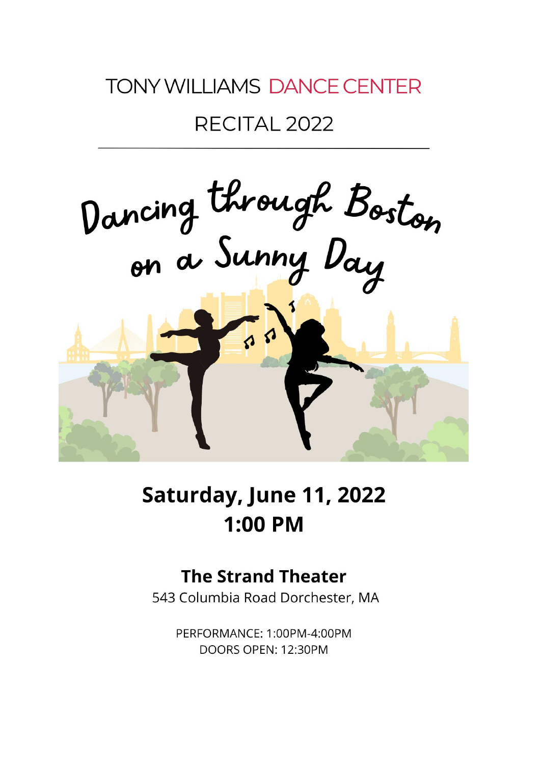# TONY WILLIAMS DANCE CENTER

## RECITAL 2022

---

# Dancing through Boston on a Sunny Day

## Saturday, June 11, 2022
## 1:00 PM

### The Strand Theater

543 Columbia Road Dorchester, MA

PERFORMANCE: 1:00PM-4:00PM
DOORS OPEN: 12:30PM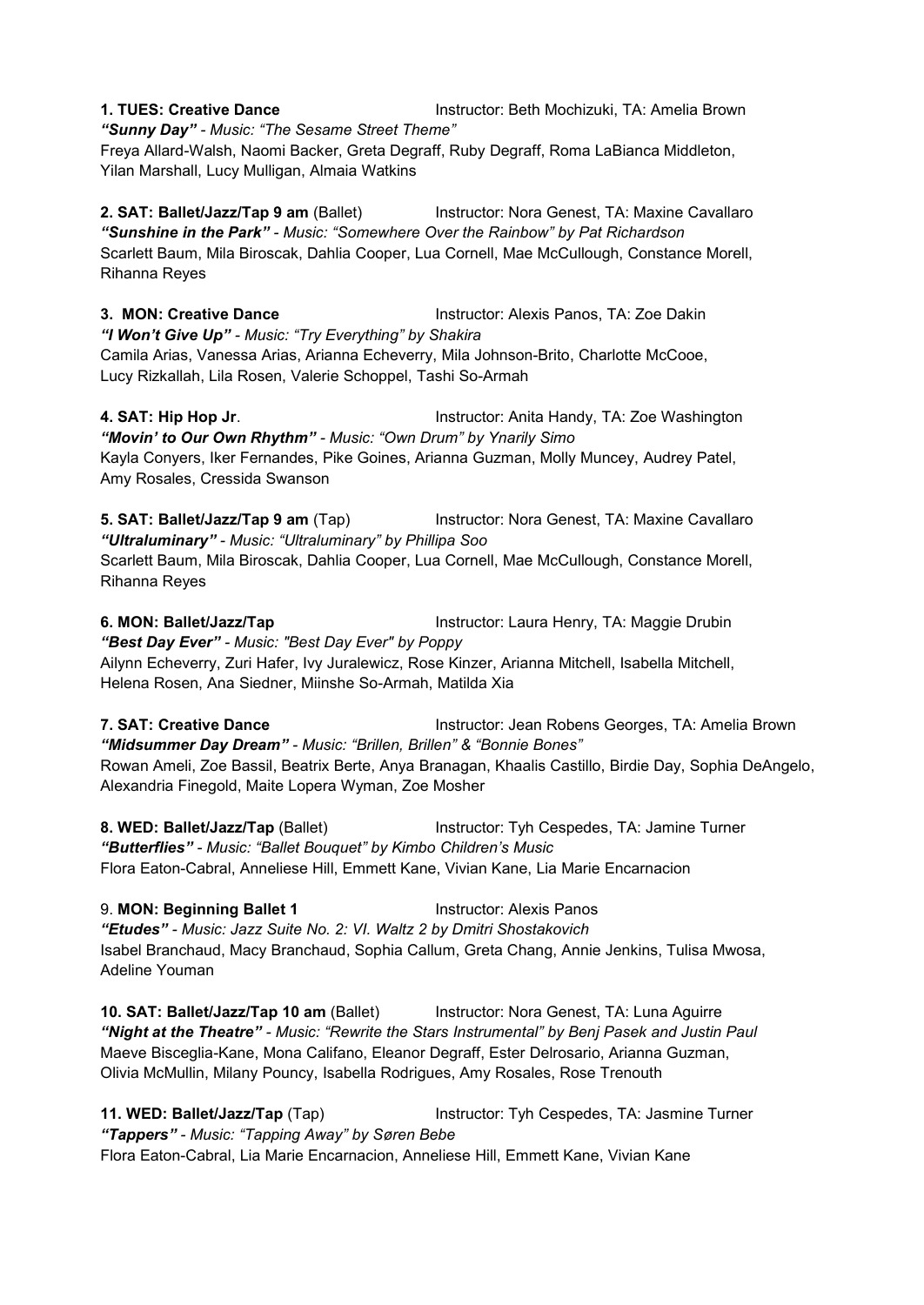**1. TUES: Creative Dance** Instructor: Beth Mochizuki, TA: Amelia Brown
***"Sunny Day"*** *- Music: "The Sesame Street Theme"*
Freya Allard-Walsh, Naomi Backer, Greta Degraff, Ruby Degraff, Roma LaBianca Middleton, Yilan Marshall, Lucy Mulligan, Almaia Watkins

**2. SAT: Ballet/Jazz/Tap 9 am** (Ballet) Instructor: Nora Genest, TA: Maxine Cavallaro
***"Sunshine in the Park"*** *- Music: "Somewhere Over the Rainbow" by Pat Richardson*
Scarlett Baum, Mila Biroscak, Dahlia Cooper, Lua Cornell, Mae McCullough, Constance Morell, Rihanna Reyes

**3. MON: Creative Dance** Instructor: Alexis Panos, TA: Zoe Dakin
***"I Won't Give Up"*** *- Music: "Try Everything" by Shakira*
Camila Arias, Vanessa Arias, Arianna Echeverry, Mila Johnson-Brito, Charlotte McCooe, Lucy Rizkallah, Lila Rosen, Valerie Schoppel, Tashi So-Armah

**4. SAT: Hip Hop Jr**. Instructor: Anita Handy, TA: Zoe Washington
***"Movin' to Our Own Rhythm"*** *- Music: "Own Drum" by Ynarily Simo*
Kayla Conyers, Iker Fernandes, Pike Goines, Arianna Guzman, Molly Muncey, Audrey Patel, Amy Rosales, Cressida Swanson

**5. SAT: Ballet/Jazz/Tap 9 am** (Tap) Instructor: Nora Genest, TA: Maxine Cavallaro
***"Ultraluminary"*** *- Music: "Ultraluminary" by Phillipa Soo*
Scarlett Baum, Mila Biroscak, Dahlia Cooper, Lua Cornell, Mae McCullough, Constance Morell, Rihanna Reyes

**6. MON: Ballet/Jazz/Tap** Instructor: Laura Henry, TA: Maggie Drubin
***"Best Day Ever"*** *- Music: "Best Day Ever" by Poppy*
Ailynn Echeverry, Zuri Hafer, Ivy Juralewicz, Rose Kinzer, Arianna Mitchell, Isabella Mitchell, Helena Rosen, Ana Siedner, Miinshe So-Armah, Matilda Xia

**7. SAT: Creative Dance** Instructor: Jean Robens Georges, TA: Amelia Brown
***"Midsummer Day Dream"*** *- Music: "Brillen, Brillen" & "Bonnie Bones"*
Rowan Ameli, Zoe Bassil, Beatrix Berte, Anya Branagan, Khaalis Castillo, Birdie Day, Sophia DeAngelo, Alexandria Finegold, Maite Lopera Wyman, Zoe Mosher

**8. WED: Ballet/Jazz/Tap** (Ballet) Instructor: Tyh Cespedes, TA: Jamine Turner
***"Butterflies"*** *- Music: "Ballet Bouquet" by Kimbo Children's Music*
Flora Eaton-Cabral, Anneliese Hill, Emmett Kane, Vivian Kane, Lia Marie Encarnacion

9. **MON: Beginning Ballet 1** Instructor: Alexis Panos
***"Etudes"*** *- Music: Jazz Suite No. 2: VI. Waltz 2 by Dmitri Shostakovich*
Isabel Branchaud, Macy Branchaud, Sophia Callum, Greta Chang, Annie Jenkins, Tulisa Mwosa, Adeline Youman

**10. SAT: Ballet/Jazz/Tap 10 am** (Ballet) Instructor: Nora Genest, TA: Luna Aguirre
***"Night at the Theatre"*** *- Music: "Rewrite the Stars Instrumental" by Benj Pasek and Justin Paul*
Maeve Bisceglia-Kane, Mona Califano, Eleanor Degraff, Ester Delrosario, Arianna Guzman, Olivia McMullin, Milany Pouncy, Isabella Rodrigues, Amy Rosales, Rose Trenouth

**11. WED: Ballet/Jazz/Tap** (Tap) Instructor: Tyh Cespedes, TA: Jasmine Turner
***"Tappers"*** *- Music: "Tapping Away" by Søren Bebe*
Flora Eaton-Cabral, Lia Marie Encarnacion, Anneliese Hill, Emmett Kane, Vivian Kane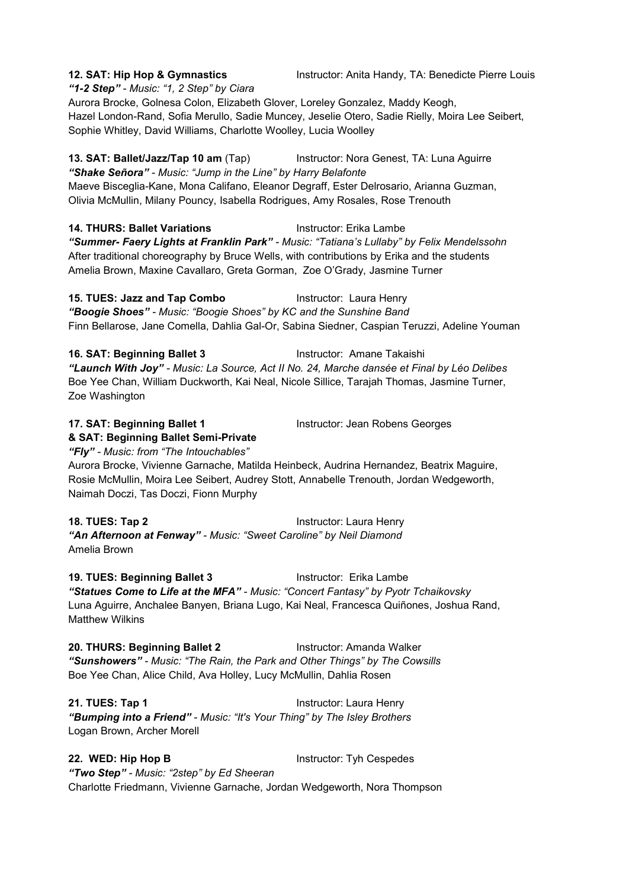**12. SAT: Hip Hop & Gymnastics** Instructor: Anita Handy, TA: Benedicte Pierre Louis

***"1-2 Step"*** *- Music: "1, 2 Step" by Ciara*

Aurora Brocke, Golnesa Colon, Elizabeth Glover, Loreley Gonzalez, Maddy Keogh, Hazel London-Rand, Sofia Merullo, Sadie Muncey, Jeselie Otero, Sadie Rielly, Moira Lee Seibert, Sophie Whitley, David Williams, Charlotte Woolley, Lucia Woolley

**13. SAT: Ballet/Jazz/Tap 10 am** (Tap) Instructor: Nora Genest, TA: Luna Aguirre

***"Shake Señora"*** *- Music: "Jump in the Line" by Harry Belafonte*

Maeve Bisceglia-Kane, Mona Califano, Eleanor Degraff, Ester Delrosario, Arianna Guzman, Olivia McMullin, Milany Pouncy, Isabella Rodrigues, Amy Rosales, Rose Trenouth

**14. THURS: Ballet Variations** Instructor: Erika Lambe

***"Summer- Faery Lights at Franklin Park"*** *- Music: "Tatiana's Lullaby" by Felix Mendelssohn*

After traditional choreography by Bruce Wells, with contributions by Erika and the students

Amelia Brown, Maxine Cavallaro, Greta Gorman, Zoe O'Grady, Jasmine Turner

**15. TUES: Jazz and Tap Combo** Instructor: Laura Henry

***"Boogie Shoes"*** *- Music: "Boogie Shoes" by KC and the Sunshine Band*

Finn Bellarose, Jane Comella, Dahlia Gal-Or, Sabina Siedner, Caspian Teruzzi, Adeline Youman

**16. SAT: Beginning Ballet 3** Instructor: Amane Takaishi

***"Launch With Joy"*** *- Music: La Source, Act II No. 24, Marche dansée et Final by Léo Delibes*

Boe Yee Chan, William Duckworth, Kai Neal, Nicole Sillice, Tarajah Thomas, Jasmine Turner, Zoe Washington

**17. SAT: Beginning Ballet 1** Instructor: Jean Robens Georges
**& SAT: Beginning Ballet Semi-Private**

***"Fly"*** *- Music: from "The Intouchables"*

Aurora Brocke, Vivienne Garnache, Matilda Heinbeck, Audrina Hernandez, Beatrix Maguire, Rosie McMullin, Moira Lee Seibert, Audrey Stott, Annabelle Trenouth, Jordan Wedgeworth, Naimah Doczi, Tas Doczi, Fionn Murphy

**18. TUES: Tap 2** Instructor: Laura Henry

***"An Afternoon at Fenway"*** *- Music: "Sweet Caroline" by Neil Diamond*

Amelia Brown

**19. TUES: Beginning Ballet 3** Instructor: Erika Lambe

***"Statues Come to Life at the MFA"*** *- Music: "Concert Fantasy" by Pyotr Tchaikovsky*

Luna Aguirre, Anchalee Banyen, Briana Lugo, Kai Neal, Francesca Quiñones, Joshua Rand, Matthew Wilkins

**20. THURS: Beginning Ballet 2** Instructor: Amanda Walker

***"Sunshowers"*** *- Music: "The Rain, the Park and Other Things" by The Cowsills*

Boe Yee Chan, Alice Child, Ava Holley, Lucy McMullin, Dahlia Rosen

**21. TUES: Tap 1** Instructor: Laura Henry

***"Bumping into a Friend"*** *- Music: "It's Your Thing" by The Isley Brothers*

Logan Brown, Archer Morell

**22. WED: Hip Hop B** Instructor: Tyh Cespedes

***"Two Step"*** *- Music: "2step" by Ed Sheeran*

Charlotte Friedmann, Vivienne Garnache, Jordan Wedgeworth, Nora Thompson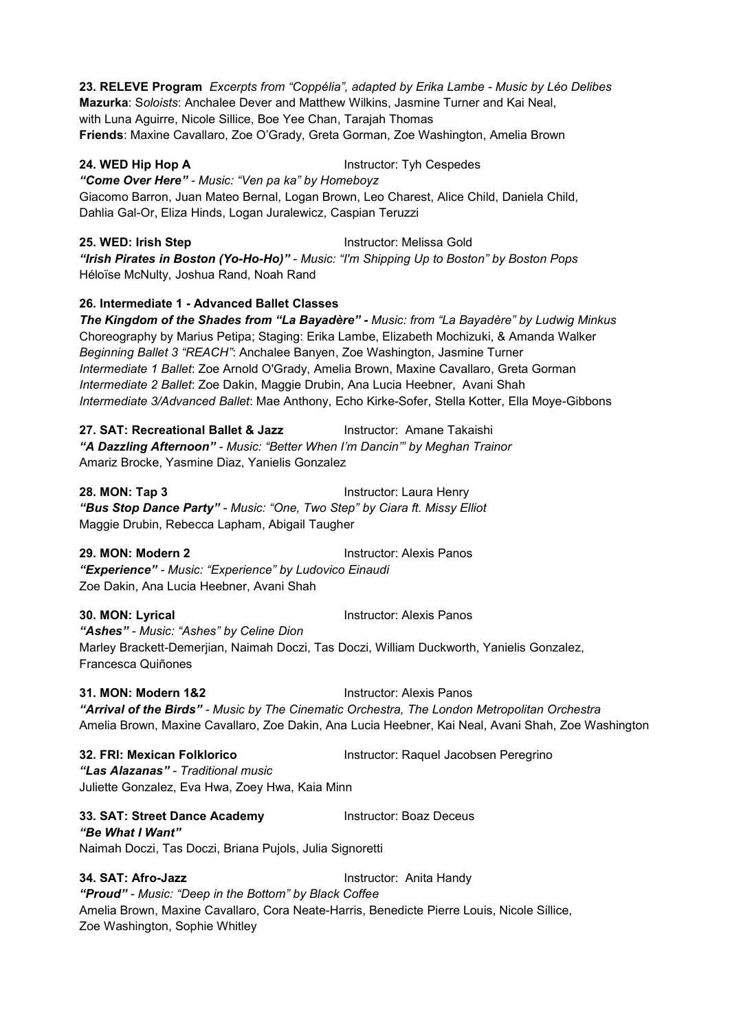**23. RELEVE Program** *Excerpts from "Coppélia", adapted by Erika Lambe - Music by Léo Delibes*
**Mazurka**: S*oloists*: Anchalee Dever and Matthew Wilkins, Jasmine Turner and Kai Neal, with Luna Aguirre, Nicole Sillice, Boe Yee Chan, Tarajah Thomas
**Friends**: Maxine Cavallaro, Zoe O'Grady, Greta Gorman, Zoe Washington, Amelia Brown

**24. WED Hip Hop A** Instructor: Tyh Cespedes
***"Come Over Here"*** *- Music: "Ven pa ka" by Homeboyz*
Giacomo Barron, Juan Mateo Bernal, Logan Brown, Leo Charest, Alice Child, Daniela Child, Dahlia Gal-Or, Eliza Hinds, Logan Juralewicz, Caspian Teruzzi

**25. WED: Irish Step** Instructor: Melissa Gold
***"Irish Pirates in Boston (Yo-Ho-Ho)"*** *- Music: "I'm Shipping Up to Boston" by Boston Pops*
Héloïse McNulty, Joshua Rand, Noah Rand

**26. Intermediate 1 - Advanced Ballet Classes**
***The Kingdom of the Shades from "La Bayadère" -*** *Music: from "La Bayadère" by Ludwig Minkus*
Choreography by Marius Petipa; Staging: Erika Lambe, Elizabeth Mochizuki, & Amanda Walker
*Beginning Ballet 3 "REACH"*: Anchalee Banyen, Zoe Washington, Jasmine Turner
*Intermediate 1 Ballet*: Zoe Arnold O'Grady, Amelia Brown, Maxine Cavallaro, Greta Gorman
*Intermediate 2 Ballet*: Zoe Dakin, Maggie Drubin, Ana Lucia Heebner, Avani Shah
*Intermediate 3/Advanced Ballet*: Mae Anthony, Echo Kirke-Sofer, Stella Kotter, Ella Moye-Gibbons

**27. SAT: Recreational Ballet & Jazz** Instructor: Amane Takaishi
***"A Dazzling Afternoon"*** *- Music: "Better When I'm Dancin'" by Meghan Trainor*
Amariz Brocke, Yasmine Diaz, Yanielis Gonzalez

**28. MON: Tap 3** Instructor: Laura Henry
***"Bus Stop Dance Party"*** *- Music: "One, Two Step" by Ciara ft. Missy Elliot*
Maggie Drubin, Rebecca Lapham, Abigail Taugher

**29. MON: Modern 2** Instructor: Alexis Panos
***"Experience"*** *- Music: "Experience" by Ludovico Einaudi*
Zoe Dakin, Ana Lucia Heebner, Avani Shah

**30. MON: Lyrical** Instructor: Alexis Panos
***"Ashes"*** *- Music: "Ashes" by Celine Dion*
Marley Brackett-Demerjian, Naimah Doczi, Tas Doczi, William Duckworth, Yanielis Gonzalez, Francesca Quiñones

**31. MON: Modern 1&2** Instructor: Alexis Panos
***"Arrival of the Birds"*** *- Music by The Cinematic Orchestra, The London Metropolitan Orchestra*
Amelia Brown, Maxine Cavallaro, Zoe Dakin, Ana Lucia Heebner, Kai Neal, Avani Shah, Zoe Washington

**32. FRI: Mexican Folklorico** Instructor: Raquel Jacobsen Peregrino
***"Las Alazanas"*** *- Traditional music*
Juliette Gonzalez, Eva Hwa, Zoey Hwa, Kaia Minn

**33. SAT: Street Dance Academy** Instructor: Boaz Deceus
***"Be What I Want"***
Naimah Doczi, Tas Doczi, Briana Pujols, Julia Signoretti

**34. SAT: Afro-Jazz** Instructor: Anita Handy
***"Proud"*** *- Music: "Deep in the Bottom" by Black Coffee*
Amelia Brown, Maxine Cavallaro, Cora Neate-Harris, Benedicte Pierre Louis, Nicole Sillice, Zoe Washington, Sophie Whitley